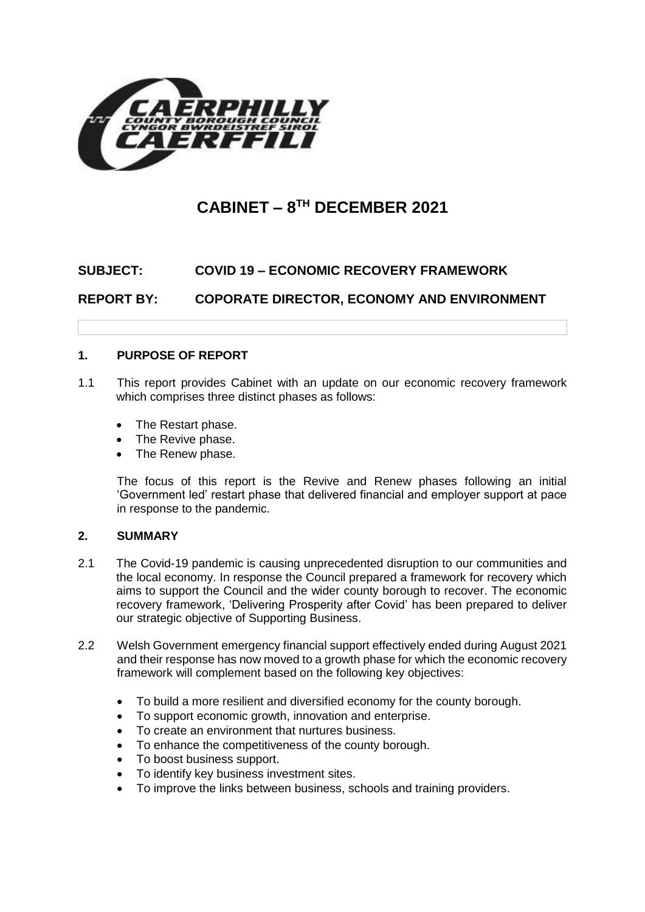# CABINET – 8TH DECEMBER 2021

**SUBJECT: COVID 19 – ECONOMIC RECOVERY FRAMEWORK**

**REPORT BY: COPORATE DIRECTOR, ECONOMY AND ENVIRONMENT**

## 1. PURPOSE OF REPORT

1.1 This report provides Cabinet with an update on our economic recovery framework which comprises three distinct phases as follows:

- The Restart phase.
- The Revive phase.
- The Renew phase.

The focus of this report is the Revive and Renew phases following an initial 'Government led' restart phase that delivered financial and employer support at pace in response to the pandemic.

## 2. SUMMARY

2.1 The Covid-19 pandemic is causing unprecedented disruption to our communities and the local economy. In response the Council prepared a framework for recovery which aims to support the Council and the wider county borough to recover. The economic recovery framework, 'Delivering Prosperity after Covid' has been prepared to deliver our strategic objective of Supporting Business.

2.2 Welsh Government emergency financial support effectively ended during August 2021 and their response has now moved to a growth phase for which the economic recovery framework will complement based on the following key objectives:

- To build a more resilient and diversified economy for the county borough.
- To support economic growth, innovation and enterprise.
- To create an environment that nurtures business.
- To enhance the competitiveness of the county borough.
- To boost business support.
- To identify key business investment sites.
- To improve the links between business, schools and training providers.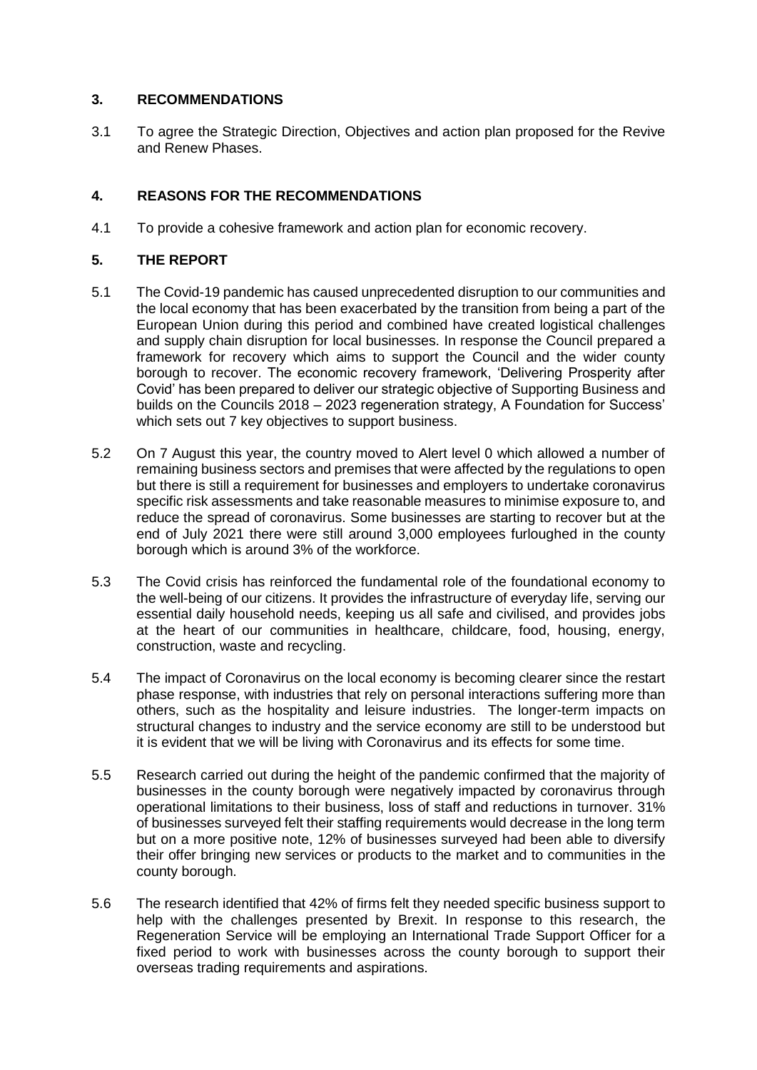## 3. RECOMMENDATIONS

3.1 To agree the Strategic Direction, Objectives and action plan proposed for the Revive and Renew Phases.

## 4. REASONS FOR THE RECOMMENDATIONS

4.1 To provide a cohesive framework and action plan for economic recovery.

## 5. THE REPORT

5.1 The Covid-19 pandemic has caused unprecedented disruption to our communities and the local economy that has been exacerbated by the transition from being a part of the European Union during this period and combined have created logistical challenges and supply chain disruption for local businesses. In response the Council prepared a framework for recovery which aims to support the Council and the wider county borough to recover. The economic recovery framework, 'Delivering Prosperity after Covid' has been prepared to deliver our strategic objective of Supporting Business and builds on the Councils 2018 – 2023 regeneration strategy, A Foundation for Success' which sets out 7 key objectives to support business.

5.2 On 7 August this year, the country moved to Alert level 0 which allowed a number of remaining business sectors and premises that were affected by the regulations to open but there is still a requirement for businesses and employers to undertake coronavirus specific risk assessments and take reasonable measures to minimise exposure to, and reduce the spread of coronavirus. Some businesses are starting to recover but at the end of July 2021 there were still around 3,000 employees furloughed in the county borough which is around 3% of the workforce.

5.3 The Covid crisis has reinforced the fundamental role of the foundational economy to the well-being of our citizens. It provides the infrastructure of everyday life, serving our essential daily household needs, keeping us all safe and civilised, and provides jobs at the heart of our communities in healthcare, childcare, food, housing, energy, construction, waste and recycling.

5.4 The impact of Coronavirus on the local economy is becoming clearer since the restart phase response, with industries that rely on personal interactions suffering more than others, such as the hospitality and leisure industries. The longer-term impacts on structural changes to industry and the service economy are still to be understood but it is evident that we will be living with Coronavirus and its effects for some time.

5.5 Research carried out during the height of the pandemic confirmed that the majority of businesses in the county borough were negatively impacted by coronavirus through operational limitations to their business, loss of staff and reductions in turnover. 31% of businesses surveyed felt their staffing requirements would decrease in the long term but on a more positive note, 12% of businesses surveyed had been able to diversify their offer bringing new services or products to the market and to communities in the county borough.

5.6 The research identified that 42% of firms felt they needed specific business support to help with the challenges presented by Brexit. In response to this research, the Regeneration Service will be employing an International Trade Support Officer for a fixed period to work with businesses across the county borough to support their overseas trading requirements and aspirations.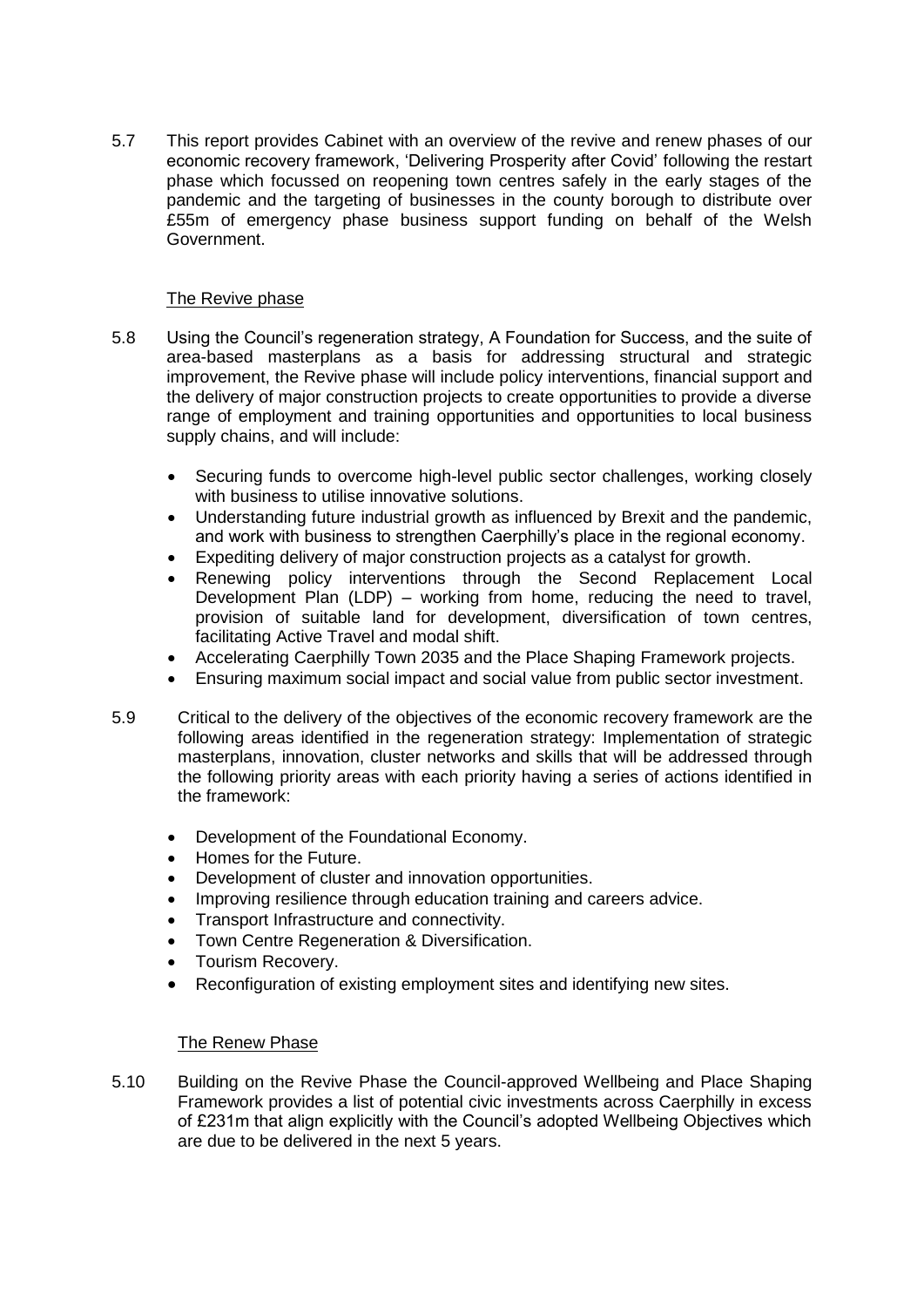5.7 This report provides Cabinet with an overview of the revive and renew phases of our economic recovery framework, 'Delivering Prosperity after Covid' following the restart phase which focussed on reopening town centres safely in the early stages of the pandemic and the targeting of businesses in the county borough to distribute over £55m of emergency phase business support funding on behalf of the Welsh Government.

The Revive phase

5.8 Using the Council's regeneration strategy, A Foundation for Success, and the suite of area-based masterplans as a basis for addressing structural and strategic improvement, the Revive phase will include policy interventions, financial support and the delivery of major construction projects to create opportunities to provide a diverse range of employment and training opportunities and opportunities to local business supply chains, and will include:

- Securing funds to overcome high-level public sector challenges, working closely with business to utilise innovative solutions.
- Understanding future industrial growth as influenced by Brexit and the pandemic, and work with business to strengthen Caerphilly's place in the regional economy.
- Expediting delivery of major construction projects as a catalyst for growth.
- Renewing policy interventions through the Second Replacement Local Development Plan (LDP) – working from home, reducing the need to travel, provision of suitable land for development, diversification of town centres, facilitating Active Travel and modal shift.
- Accelerating Caerphilly Town 2035 and the Place Shaping Framework projects.
- Ensuring maximum social impact and social value from public sector investment.

5.9 Critical to the delivery of the objectives of the economic recovery framework are the following areas identified in the regeneration strategy: Implementation of strategic masterplans, innovation, cluster networks and skills that will be addressed through the following priority areas with each priority having a series of actions identified in the framework:

- Development of the Foundational Economy.
- Homes for the Future.
- Development of cluster and innovation opportunities.
- Improving resilience through education training and careers advice.
- Transport Infrastructure and connectivity.
- Town Centre Regeneration & Diversification.
- Tourism Recovery.
- Reconfiguration of existing employment sites and identifying new sites.

The Renew Phase

5.10 Building on the Revive Phase the Council-approved Wellbeing and Place Shaping Framework provides a list of potential civic investments across Caerphilly in excess of £231m that align explicitly with the Council's adopted Wellbeing Objectives which are due to be delivered in the next 5 years.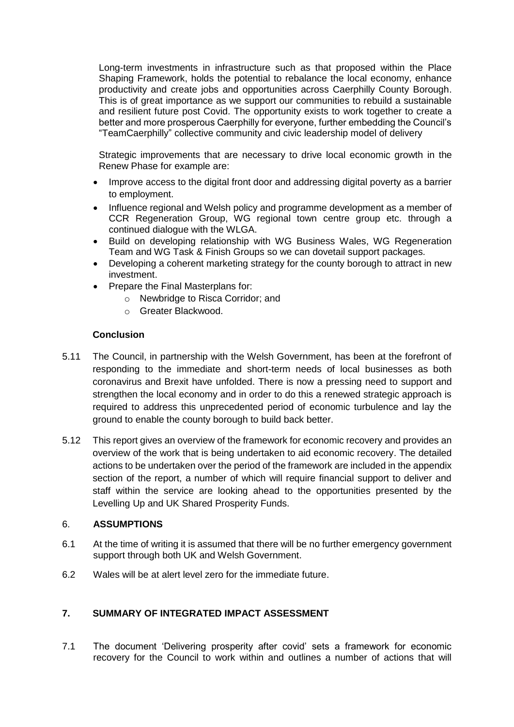Long-term investments in infrastructure such as that proposed within the Place Shaping Framework, holds the potential to rebalance the local economy, enhance productivity and create jobs and opportunities across Caerphilly County Borough. This is of great importance as we support our communities to rebuild a sustainable and resilient future post Covid. The opportunity exists to work together to create a better and more prosperous Caerphilly for everyone, further embedding the Council's "TeamCaerphilly" collective community and civic leadership model of delivery

Strategic improvements that are necessary to drive local economic growth in the Renew Phase for example are:

- Improve access to the digital front door and addressing digital poverty as a barrier to employment.
- Influence regional and Welsh policy and programme development as a member of CCR Regeneration Group, WG regional town centre group etc. through a continued dialogue with the WLGA.
- Build on developing relationship with WG Business Wales, WG Regeneration Team and WG Task & Finish Groups so we can dovetail support packages.
- Developing a coherent marketing strategy for the county borough to attract in new investment.
- Prepare the Final Masterplans for:
    - Newbridge to Risca Corridor; and
    - Greater Blackwood.

**Conclusion**

5.11 The Council, in partnership with the Welsh Government, has been at the forefront of responding to the immediate and short-term needs of local businesses as both coronavirus and Brexit have unfolded. There is now a pressing need to support and strengthen the local economy and in order to do this a renewed strategic approach is required to address this unprecedented period of economic turbulence and lay the ground to enable the county borough to build back better.

5.12 This report gives an overview of the framework for economic recovery and provides an overview of the work that is being undertaken to aid economic recovery. The detailed actions to be undertaken over the period of the framework are included in the appendix section of the report, a number of which will require financial support to deliver and staff within the service are looking ahead to the opportunities presented by the Levelling Up and UK Shared Prosperity Funds.

## 6. ASSUMPTIONS

6.1 At the time of writing it is assumed that there will be no further emergency government support through both UK and Welsh Government.

6.2 Wales will be at alert level zero for the immediate future.

## 7. SUMMARY OF INTEGRATED IMPACT ASSESSMENT

7.1 The document 'Delivering prosperity after covid' sets a framework for economic recovery for the Council to work within and outlines a number of actions that will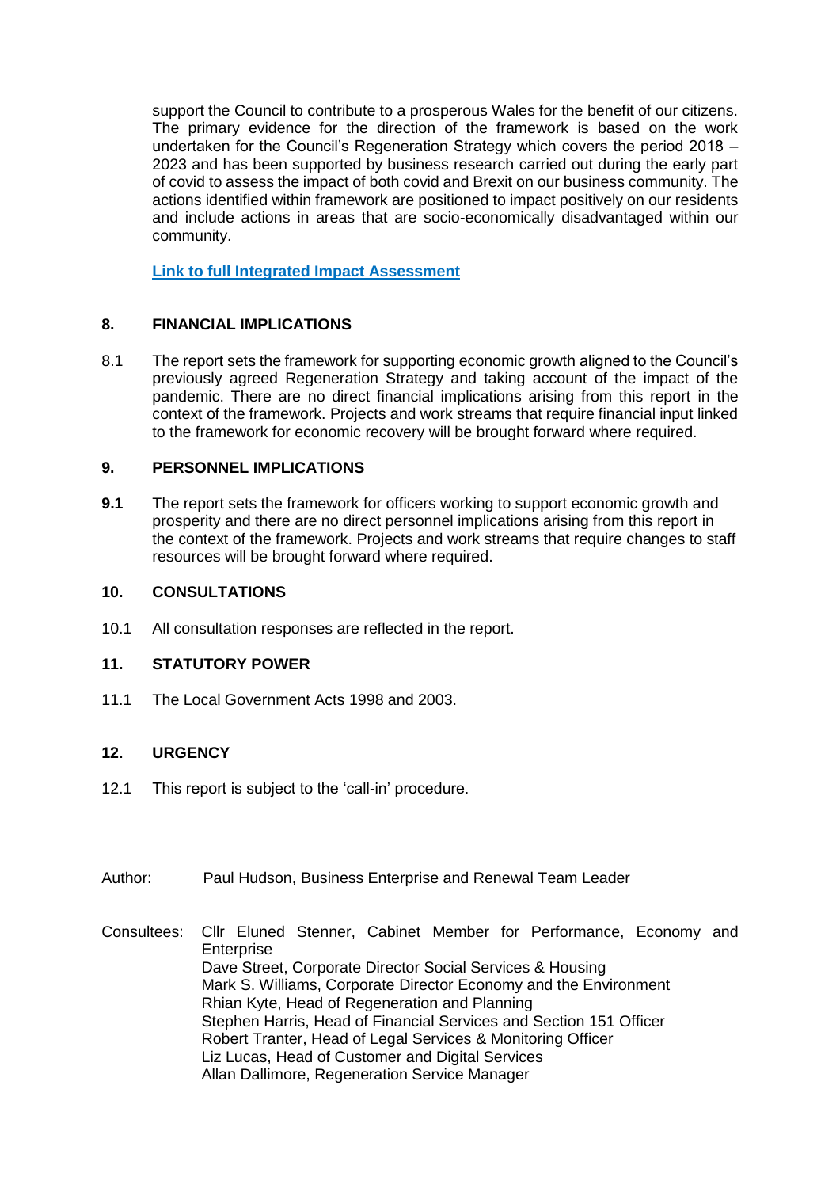support the Council to contribute to a prosperous Wales for the benefit of our citizens. The primary evidence for the direction of the framework is based on the work undertaken for the Council's Regeneration Strategy which covers the period 2018 – 2023 and has been supported by business research carried out during the early part of covid to assess the impact of both covid and Brexit on our business community. The actions identified within framework are positioned to impact positively on our residents and include actions in areas that are socio-economically disadvantaged within our community.

**Link to full Integrated Impact Assessment**

## 8. FINANCIAL IMPLICATIONS

8.1 The report sets the framework for supporting economic growth aligned to the Council's previously agreed Regeneration Strategy and taking account of the impact of the pandemic. There are no direct financial implications arising from this report in the context of the framework. Projects and work streams that require financial input linked to the framework for economic recovery will be brought forward where required.

## 9. PERSONNEL IMPLICATIONS

**9.1** The report sets the framework for officers working to support economic growth and prosperity and there are no direct personnel implications arising from this report in the context of the framework. Projects and work streams that require changes to staff resources will be brought forward where required.

## 10. CONSULTATIONS

10.1 All consultation responses are reflected in the report.

## 11. STATUTORY POWER

11.1 The Local Government Acts 1998 and 2003.

## 12. URGENCY

12.1 This report is subject to the 'call-in' procedure.

Author: Paul Hudson, Business Enterprise and Renewal Team Leader

Consultees: Cllr Eluned Stenner, Cabinet Member for Performance, Economy and Enterprise
Dave Street, Corporate Director Social Services & Housing
Mark S. Williams, Corporate Director Economy and the Environment
Rhian Kyte, Head of Regeneration and Planning
Stephen Harris, Head of Financial Services and Section 151 Officer
Robert Tranter, Head of Legal Services & Monitoring Officer
Liz Lucas, Head of Customer and Digital Services
Allan Dallimore, Regeneration Service Manager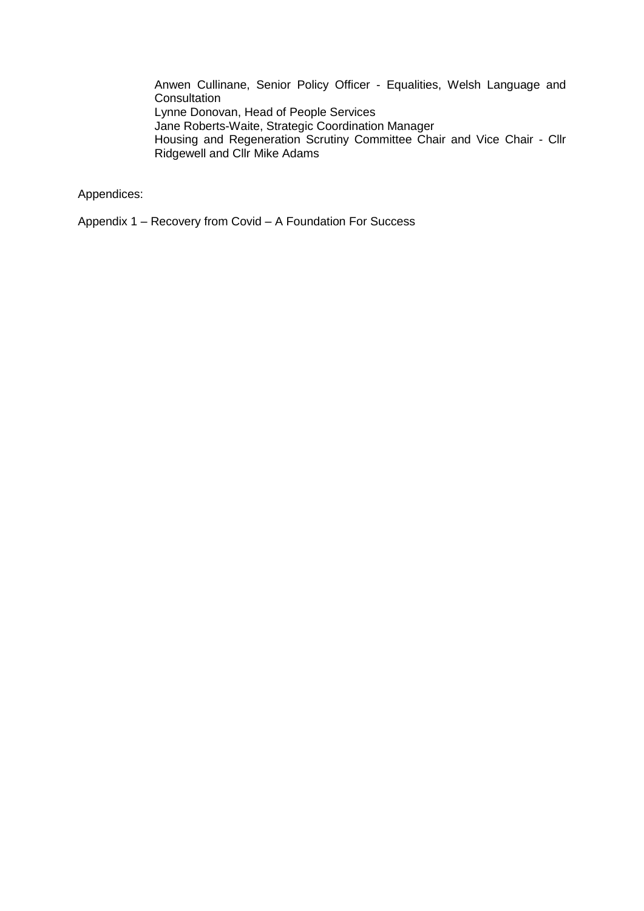Anwen Cullinane, Senior Policy Officer - Equalities, Welsh Language and Consultation
Lynne Donovan, Head of People Services
Jane Roberts-Waite, Strategic Coordination Manager
Housing and Regeneration Scrutiny Committee Chair and Vice Chair - Cllr Ridgewell and Cllr Mike Adams

Appendices:

Appendix 1 – Recovery from Covid – A Foundation For Success